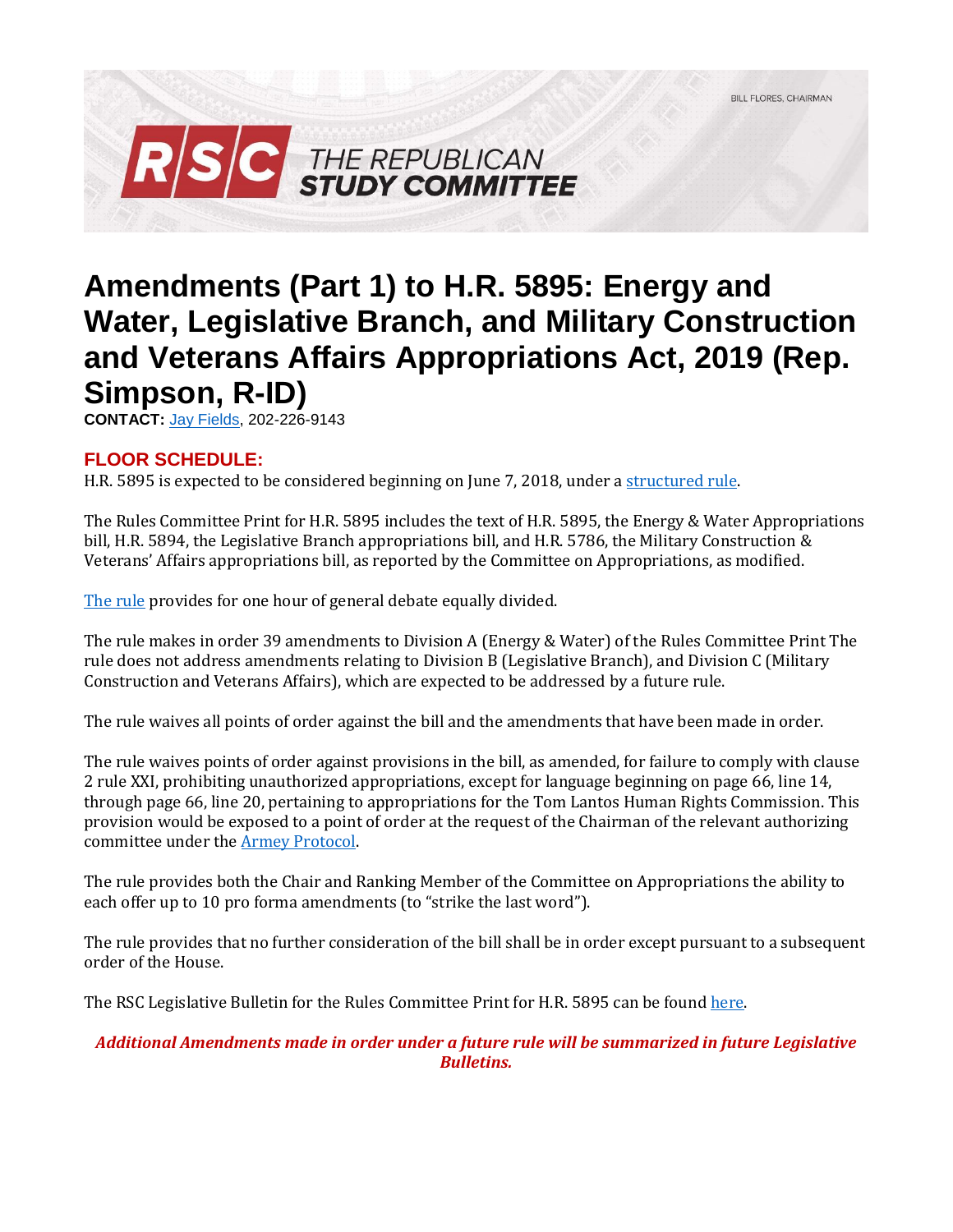BILL FLORES, CHAIRMAN

**RSC THE REPUBLICAN STUDY COMMITTEE**

# Amendments (Part 1) to H.R. 5895: Energy and Water, Legislative Branch, and Military Construction and Veterans Affairs Appropriations Act, 2019 (Rep. Simpson, R-ID)

**CONTACT:** [Jay Fields](), 202-226-9143

## FLOOR SCHEDULE:

H.R. 5895 is expected to be considered beginning on June 7, 2018, under a [structured rule]().

The Rules Committee Print for H.R. 5895 includes the text of H.R. 5895, the Energy & Water Appropriations bill, H.R. 5894, the Legislative Branch appropriations bill, and H.R. 5786, the Military Construction & Veterans' Affairs appropriations bill, as reported by the Committee on Appropriations, as modified.

[The rule]() provides for one hour of general debate equally divided.

The rule makes in order 39 amendments to Division A (Energy & Water) of the Rules Committee Print The rule does not address amendments relating to Division B (Legislative Branch), and Division C (Military Construction and Veterans Affairs), which are expected to be addressed by a future rule.

The rule waives all points of order against the bill and the amendments that have been made in order.

The rule waives points of order against provisions in the bill, as amended, for failure to comply with clause 2 rule XXI, prohibiting unauthorized appropriations, except for language beginning on page 66, line 14, through page 66, line 20, pertaining to appropriations for the Tom Lantos Human Rights Commission. This provision would be exposed to a point of order at the request of the Chairman of the relevant authorizing committee under the [Armey Protocol]().

The rule provides both the Chair and Ranking Member of the Committee on Appropriations the ability to each offer up to 10 pro forma amendments (to "strike the last word").

The rule provides that no further consideration of the bill shall be in order except pursuant to a subsequent order of the House.

The RSC Legislative Bulletin for the Rules Committee Print for H.R. 5895 can be found [here]().

***Additional Amendments made in order under a future rule will be summarized in future Legislative Bulletins.***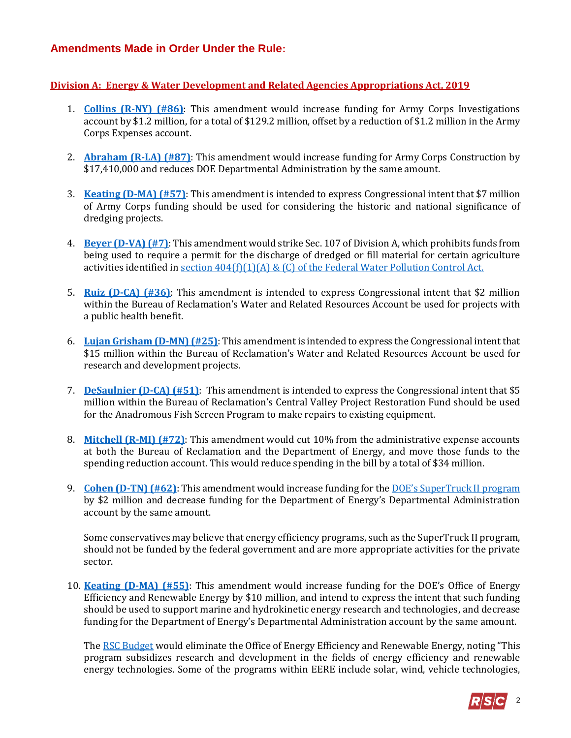## Amendments Made in Order Under the Rule:

### Division A: Energy & Water Development and Related Agencies Appropriations Act, 2019

1. **Collins (R-NY) (#86)**: This amendment would increase funding for Army Corps Investigations account by $1.2 million, for a total of $129.2 million, offset by a reduction of $1.2 million in the Army Corps Expenses account.

2. **Abraham (R-LA) (#87)**: This amendment would increase funding for Army Corps Construction by $17,410,000 and reduces DOE Departmental Administration by the same amount.

3. **Keating (D-MA) (#57)**: This amendment is intended to express Congressional intent that $7 million of Army Corps funding should be used for considering the historic and national significance of dredging projects.

4. **Beyer (D-VA) (#7)**: This amendment would strike Sec. 107 of Division A, which prohibits funds from being used to require a permit for the discharge of dredged or fill material for certain agriculture activities identified in section 404(f)(1)(A) & (C) of the Federal Water Pollution Control Act.

5. **Ruiz (D-CA) (#36)**: This amendment is intended to express Congressional intent that $2 million within the Bureau of Reclamation's Water and Related Resources Account be used for projects with a public health benefit.

6. **Lujan Grisham (D-MN) (#25)**: This amendment is intended to express the Congressional intent that $15 million within the Bureau of Reclamation's Water and Related Resources Account be used for research and development projects.

7. **DeSaulnier (D-CA) (#51)**: This amendment is intended to express the Congressional intent that $5 million within the Bureau of Reclamation's Central Valley Project Restoration Fund should be used for the Anadromous Fish Screen Program to make repairs to existing equipment.

8. **Mitchell (R-MI) (#72)**: This amendment would cut 10% from the administrative expense accounts at both the Bureau of Reclamation and the Department of Energy, and move those funds to the spending reduction account. This would reduce spending in the bill by a total of $34 million.

9. **Cohen (D-TN) (#62)**: This amendment would increase funding for the DOE's SuperTruck II program by $2 million and decrease funding for the Department of Energy's Departmental Administration account by the same amount.

   Some conservatives may believe that energy efficiency programs, such as the SuperTruck II program, should not be funded by the federal government and are more appropriate activities for the private sector.

10. **Keating (D-MA) (#55)**: This amendment would increase funding for the DOE's Office of Energy Efficiency and Renewable Energy by $10 million, and intend to express the intent that such funding should be used to support marine and hydrokinetic energy research and technologies, and decrease funding for the Department of Energy's Departmental Administration account by the same amount.

    The RSC Budget would eliminate the Office of Energy Efficiency and Renewable Energy, noting "This program subsidizes research and development in the fields of energy efficiency and renewable energy technologies. Some of the programs within EERE include solar, wind, vehicle technologies,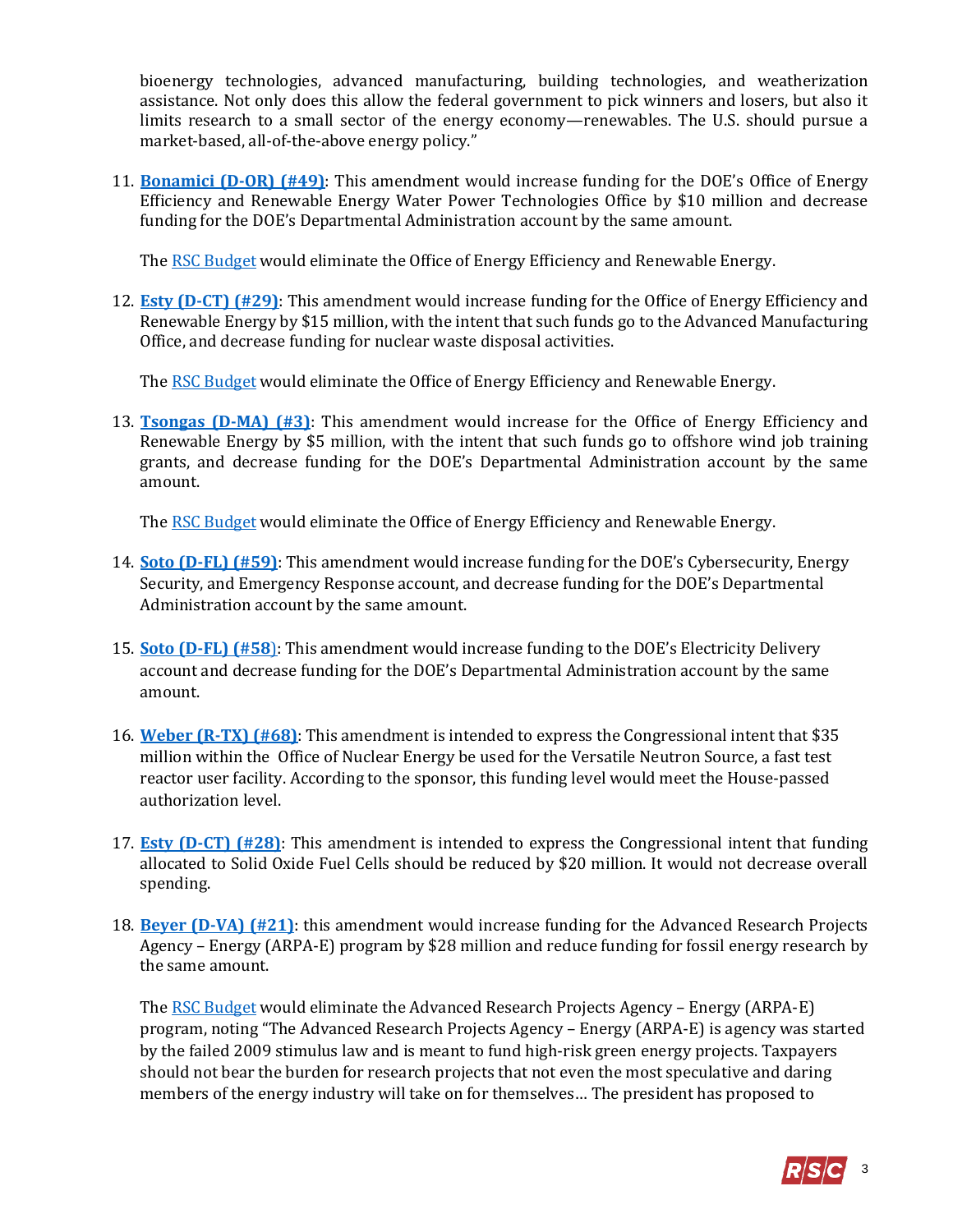bioenergy technologies, advanced manufacturing, building technologies, and weatherization assistance. Not only does this allow the federal government to pick winners and losers, but also it limits research to a small sector of the energy economy—renewables. The U.S. should pursue a market-based, all-of-the-above energy policy."

11. **Bonamici (D-OR) (#49)**: This amendment would increase funding for the DOE's Office of Energy Efficiency and Renewable Energy Water Power Technologies Office by $10 million and decrease funding for the DOE's Departmental Administration account by the same amount.

    The RSC Budget would eliminate the Office of Energy Efficiency and Renewable Energy.

12. **Esty (D-CT) (#29)**: This amendment would increase funding for the Office of Energy Efficiency and Renewable Energy by $15 million, with the intent that such funds go to the Advanced Manufacturing Office, and decrease funding for nuclear waste disposal activities.

    The RSC Budget would eliminate the Office of Energy Efficiency and Renewable Energy.

13. **Tsongas (D-MA) (#3)**: This amendment would increase for the Office of Energy Efficiency and Renewable Energy by $5 million, with the intent that such funds go to offshore wind job training grants, and decrease funding for the DOE's Departmental Administration account by the same amount.

    The RSC Budget would eliminate the Office of Energy Efficiency and Renewable Energy.

14. **Soto (D-FL) (#59)**: This amendment would increase funding for the DOE's Cybersecurity, Energy Security, and Emergency Response account, and decrease funding for the DOE's Departmental Administration account by the same amount.

15. **Soto (D-FL) (#58)**: This amendment would increase funding to the DOE's Electricity Delivery account and decrease funding for the DOE's Departmental Administration account by the same amount.

16. **Weber (R-TX) (#68)**: This amendment is intended to express the Congressional intent that $35 million within the Office of Nuclear Energy be used for the Versatile Neutron Source, a fast test reactor user facility. According to the sponsor, this funding level would meet the House-passed authorization level.

17. **Esty (D-CT) (#28)**: This amendment is intended to express the Congressional intent that funding allocated to Solid Oxide Fuel Cells should be reduced by $20 million. It would not decrease overall spending.

18. **Beyer (D-VA) (#21)**: this amendment would increase funding for the Advanced Research Projects Agency – Energy (ARPA-E) program by $28 million and reduce funding for fossil energy research by the same amount.

    The RSC Budget would eliminate the Advanced Research Projects Agency – Energy (ARPA-E) program, noting "The Advanced Research Projects Agency – Energy (ARPA-E) is agency was started by the failed 2009 stimulus law and is meant to fund high-risk green energy projects. Taxpayers should not bear the burden for research projects that not even the most speculative and daring members of the energy industry will take on for themselves… The president has proposed to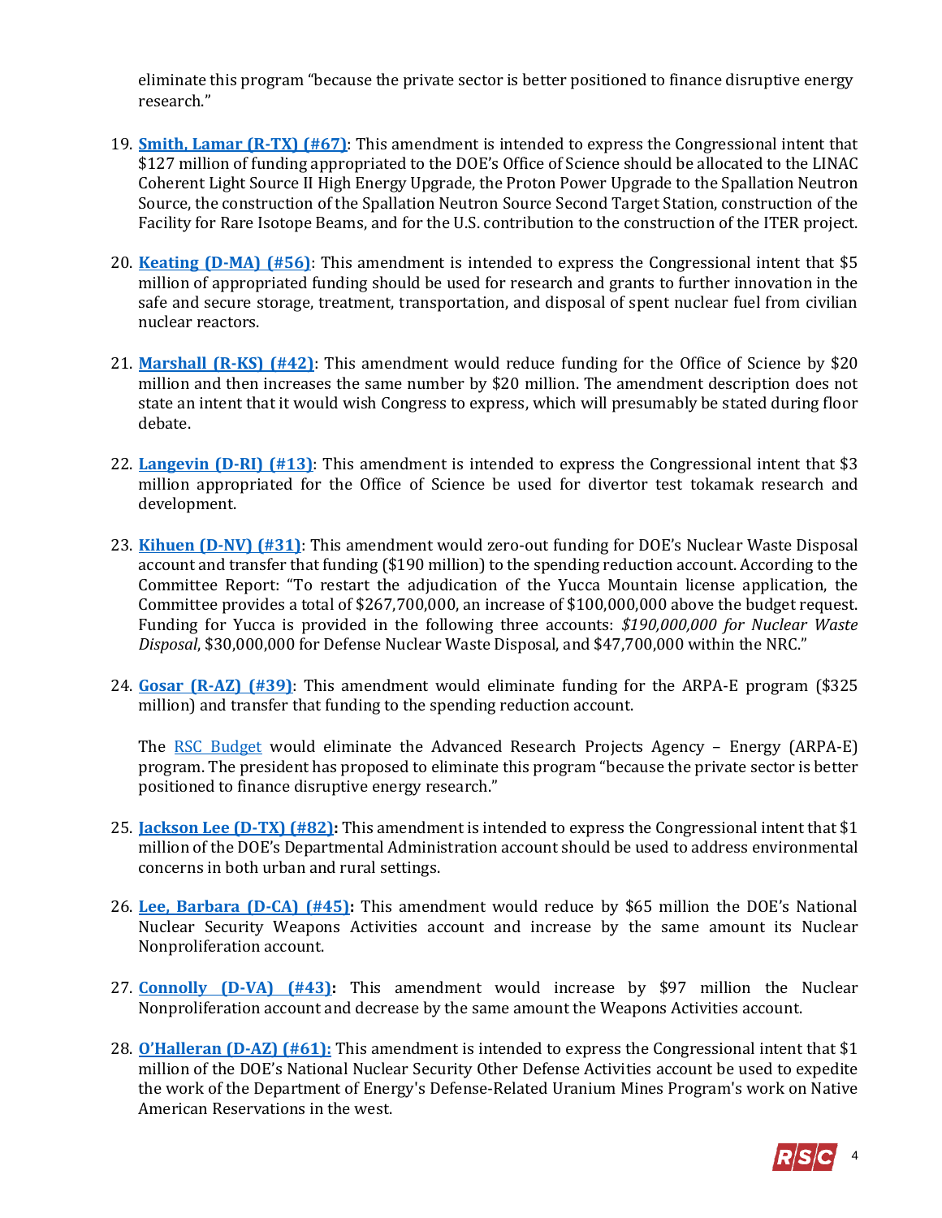eliminate this program "because the private sector is better positioned to finance disruptive energy research."

19. **Smith, Lamar (R-TX) (#67)**: This amendment is intended to express the Congressional intent that $127 million of funding appropriated to the DOE's Office of Science should be allocated to the LINAC Coherent Light Source II High Energy Upgrade, the Proton Power Upgrade to the Spallation Neutron Source, the construction of the Spallation Neutron Source Second Target Station, construction of the Facility for Rare Isotope Beams, and for the U.S. contribution to the construction of the ITER project.

20. **Keating (D-MA) (#56)**: This amendment is intended to express the Congressional intent that $5 million of appropriated funding should be used for research and grants to further innovation in the safe and secure storage, treatment, transportation, and disposal of spent nuclear fuel from civilian nuclear reactors.

21. **Marshall (R-KS) (#42)**: This amendment would reduce funding for the Office of Science by $20 million and then increases the same number by $20 million. The amendment description does not state an intent that it would wish Congress to express, which will presumably be stated during floor debate.

22. **Langevin (D-RI) (#13)**: This amendment is intended to express the Congressional intent that $3 million appropriated for the Office of Science be used for divertor test tokamak research and development.

23. **Kihuen (D-NV) (#31)**: This amendment would zero-out funding for DOE's Nuclear Waste Disposal account and transfer that funding ($190 million) to the spending reduction account. According to the Committee Report: "To restart the adjudication of the Yucca Mountain license application, the Committee provides a total of $267,700,000, an increase of $100,000,000 above the budget request. Funding for Yucca is provided in the following three accounts: *$190,000,000 for Nuclear Waste Disposal*, $30,000,000 for Defense Nuclear Waste Disposal, and $47,700,000 within the NRC."

24. **Gosar (R-AZ) (#39)**: This amendment would eliminate funding for the ARPA-E program ($325 million) and transfer that funding to the spending reduction account.

    The RSC Budget would eliminate the Advanced Research Projects Agency – Energy (ARPA-E) program. The president has proposed to eliminate this program "because the private sector is better positioned to finance disruptive energy research."

25. **Jackson Lee (D-TX) (#82):** This amendment is intended to express the Congressional intent that $1 million of the DOE's Departmental Administration account should be used to address environmental concerns in both urban and rural settings.

26. **Lee, Barbara (D-CA) (#45):** This amendment would reduce by $65 million the DOE's National Nuclear Security Weapons Activities account and increase by the same amount its Nuclear Nonproliferation account.

27. **Connolly (D-VA) (#43):** This amendment would increase by $97 million the Nuclear Nonproliferation account and decrease by the same amount the Weapons Activities account.

28. **O'Halleran (D-AZ) (#61):** This amendment is intended to express the Congressional intent that $1 million of the DOE's National Nuclear Security Other Defense Activities account be used to expedite the work of the Department of Energy's Defense-Related Uranium Mines Program's work on Native American Reservations in the west.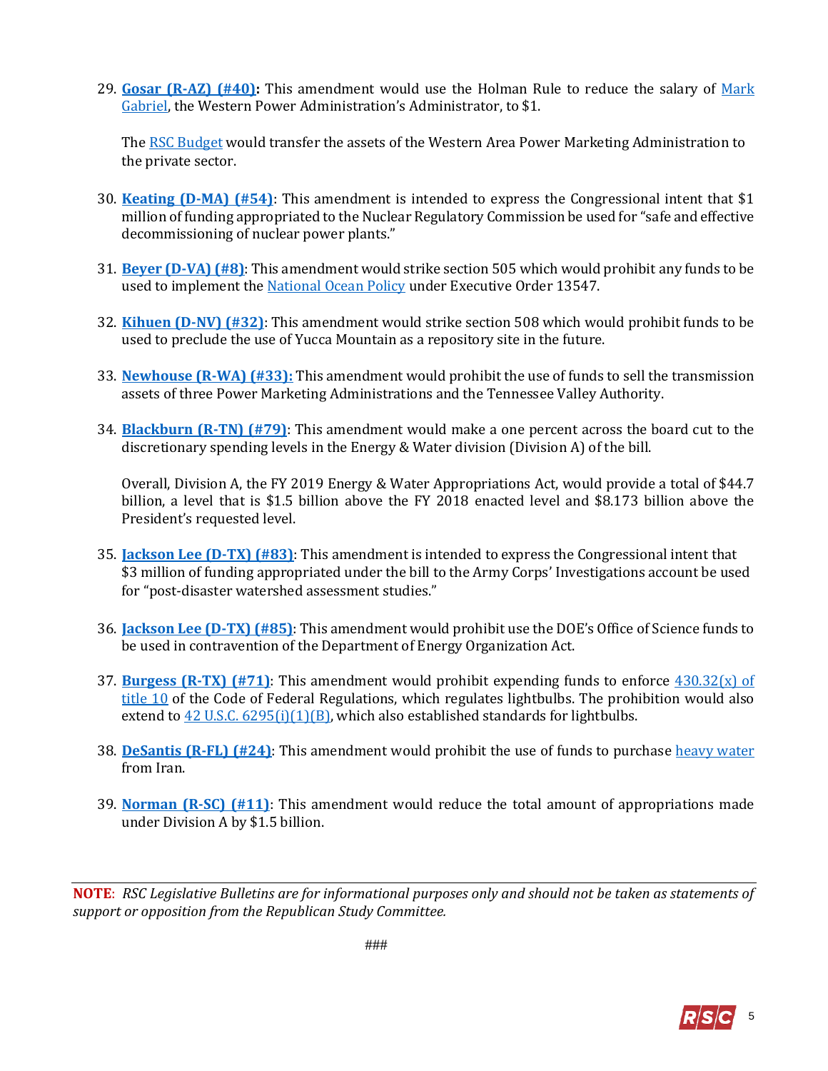29. **Gosar (R-AZ) (#40):** This amendment would use the Holman Rule to reduce the salary of Mark Gabriel, the Western Power Administration's Administrator, to $1.

    The RSC Budget would transfer the assets of the Western Area Power Marketing Administration to the private sector.

30. **Keating (D-MA) (#54)**: This amendment is intended to express the Congressional intent that $1 million of funding appropriated to the Nuclear Regulatory Commission be used for "safe and effective decommissioning of nuclear power plants."

31. **Beyer (D-VA) (#8)**: This amendment would strike section 505 which would prohibit any funds to be used to implement the National Ocean Policy under Executive Order 13547.

32. **Kihuen (D-NV) (#32)**: This amendment would strike section 508 which would prohibit funds to be used to preclude the use of Yucca Mountain as a repository site in the future.

33. **Newhouse (R-WA) (#33):** This amendment would prohibit the use of funds to sell the transmission assets of three Power Marketing Administrations and the Tennessee Valley Authority.

34. **Blackburn (R-TN) (#79)**: This amendment would make a one percent across the board cut to the discretionary spending levels in the Energy & Water division (Division A) of the bill.

    Overall, Division A, the FY 2019 Energy & Water Appropriations Act, would provide a total of $44.7 billion, a level that is $1.5 billion above the FY 2018 enacted level and $8.173 billion above the President's requested level.

35. **Jackson Lee (D-TX) (#83)**: This amendment is intended to express the Congressional intent that $3 million of funding appropriated under the bill to the Army Corps' Investigations account be used for "post-disaster watershed assessment studies."

36. **Jackson Lee (D-TX) (#85)**: This amendment would prohibit use the DOE's Office of Science funds to be used in contravention of the Department of Energy Organization Act.

37. **Burgess (R-TX) (#71)**: This amendment would prohibit expending funds to enforce 430.32(x) of title 10 of the Code of Federal Regulations, which regulates lightbulbs. The prohibition would also extend to 42 U.S.C. 6295(i)(1)(B), which also established standards for lightbulbs.

38. **DeSantis (R-FL) (#24)**: This amendment would prohibit the use of funds to purchase heavy water from Iran.

39. **Norman (R-SC) (#11)**: This amendment would reduce the total amount of appropriations made under Division A by $1.5 billion.

---

**NOTE**: *RSC Legislative Bulletins are for informational purposes only and should not be taken as statements of support or opposition from the Republican Study Committee.*

###